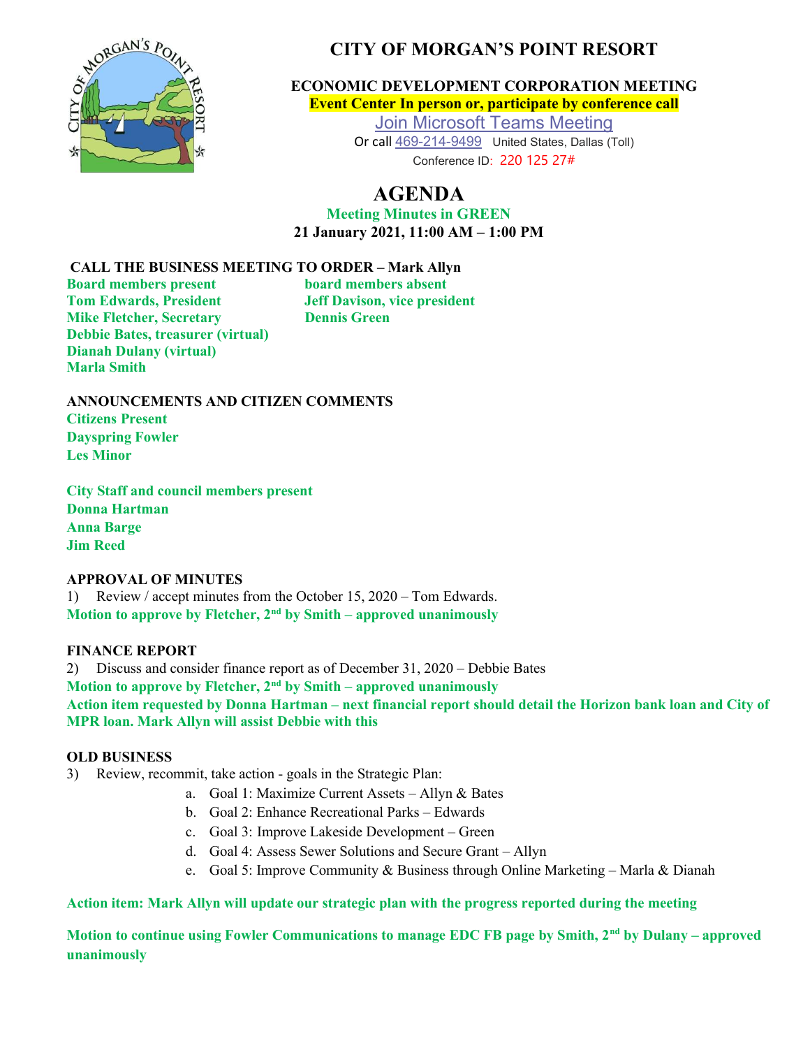# CITY OF MORGAN'S POINT RESORT

**ECONOMIC DEVELOPMENT CORPORATION MEETING**

**Event Center In person or, participate by conference call**

Join Microsoft Teams Meeting

Or call 469-214-9499 United States, Dallas (Toll)

Conference ID: 220 125 27#

## AGENDA

**Meeting Minutes in GREEN**

**21 January 2021, 11:00 AM – 1:00 PM**

**CALL THE BUSINESS MEETING TO ORDER – Mark Allyn**

| Board members present | board members absent |
|---|---|
| Tom Edwards, President | Jeff Davison, vice president |
| Mike Fletcher, Secretary | Dennis Green |
| Debbie Bates, treasurer (virtual) | |
| Dianah Dulany (virtual) | |
| Marla Smith | |

**ANNOUNCEMENTS AND CITIZEN COMMENTS**

**Citizens Present**
**Dayspring Fowler**
**Les Minor**

**City Staff and council members present**
**Donna Hartman**
**Anna Barge**
**Jim Reed**

**APPROVAL OF MINUTES**

1) Review / accept minutes from the October 15, 2020 – Tom Edwards.

**Motion to approve by Fletcher, 2nd by Smith – approved unanimously**

**FINANCE REPORT**

2) Discuss and consider finance report as of December 31, 2020 – Debbie Bates

**Motion to approve by Fletcher, 2nd by Smith – approved unanimously**

**Action item requested by Donna Hartman – next financial report should detail the Horizon bank loan and City of MPR loan. Mark Allyn will assist Debbie with this**

**OLD BUSINESS**

3) Review, recommit, take action - goals in the Strategic Plan:

   a. Goal 1: Maximize Current Assets – Allyn & Bates
   b. Goal 2: Enhance Recreational Parks – Edwards
   c. Goal 3: Improve Lakeside Development – Green
   d. Goal 4: Assess Sewer Solutions and Secure Grant – Allyn
   e. Goal 5: Improve Community & Business through Online Marketing – Marla & Dianah

**Action item: Mark Allyn will update our strategic plan with the progress reported during the meeting**

**Motion to continue using Fowler Communications to manage EDC FB page by Smith, 2nd by Dulany – approved unanimously**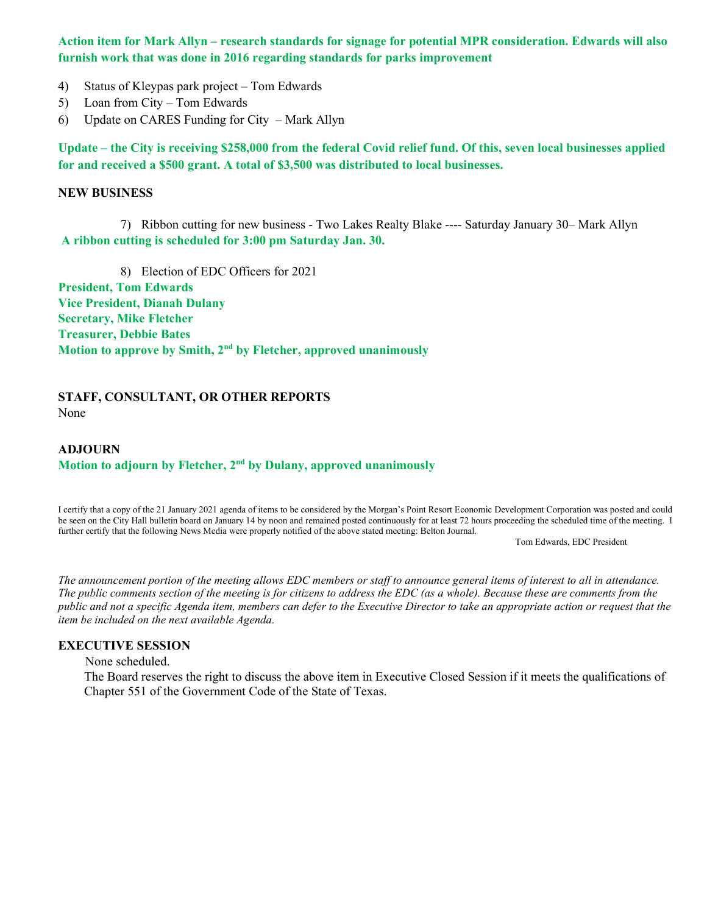**Action item for Mark Allyn – research standards for signage for potential MPR consideration. Edwards will also furnish work that was done in 2016 regarding standards for parks improvement**

4) Status of Kleypas park project – Tom Edwards
5) Loan from City – Tom Edwards
6) Update on CARES Funding for City – Mark Allyn

**Update – the City is receiving $258,000 from the federal Covid relief fund. Of this, seven local businesses applied for and received a $500 grant. A total of $3,500 was distributed to local businesses.**

**NEW BUSINESS**

7) Ribbon cutting for new business - Two Lakes Realty Blake ---- Saturday January 30– Mark Allyn

**A ribbon cutting is scheduled for 3:00 pm Saturday Jan. 30.**

8) Election of EDC Officers for 2021

**President, Tom Edwards**
**Vice President, Dianah Dulany**
**Secretary, Mike Fletcher**
**Treasurer, Debbie Bates**
**Motion to approve by Smith, 2nd by Fletcher, approved unanimously**

**STAFF, CONSULTANT, OR OTHER REPORTS**

None

**ADJOURN**

**Motion to adjourn by Fletcher, 2nd by Dulany, approved unanimously**

I certify that a copy of the 21 January 2021 agenda of items to be considered by the Morgan's Point Resort Economic Development Corporation was posted and could be seen on the City Hall bulletin board on January 14 by noon and remained posted continuously for at least 72 hours proceeding the scheduled time of the meeting. I further certify that the following News Media were properly notified of the above stated meeting: Belton Journal.

Tom Edwards, EDC President

*The announcement portion of the meeting allows EDC members or staff to announce general items of interest to all in attendance. The public comments section of the meeting is for citizens to address the EDC (as a whole). Because these are comments from the public and not a specific Agenda item, members can defer to the Executive Director to take an appropriate action or request that the item be included on the next available Agenda.*

**EXECUTIVE SESSION**

None scheduled.

The Board reserves the right to discuss the above item in Executive Closed Session if it meets the qualifications of Chapter 551 of the Government Code of the State of Texas.